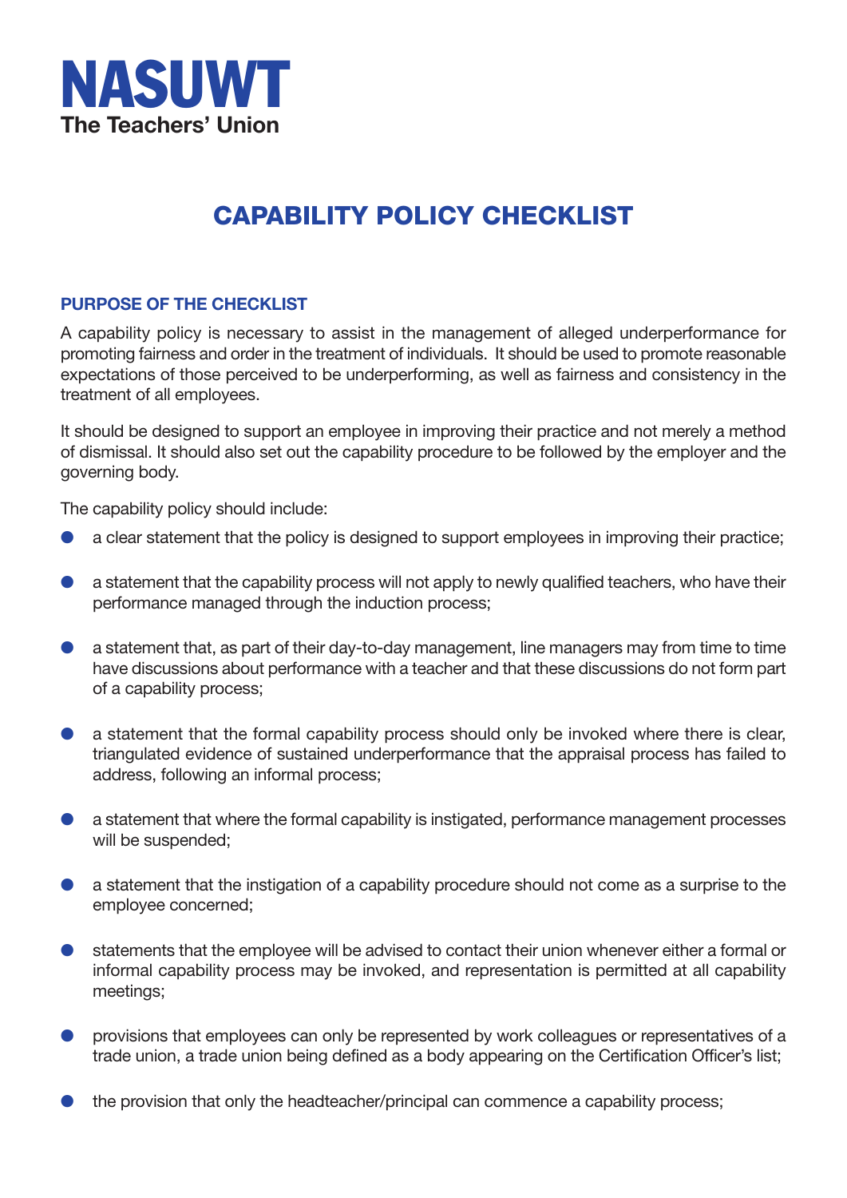# NASUWT
**The Teachers' Union**

## CAPABILITY POLICY CHECKLIST

### PURPOSE OF THE CHECKLIST

A capability policy is necessary to assist in the management of alleged underperformance for promoting fairness and order in the treatment of individuals. It should be used to promote reasonable expectations of those perceived to be underperforming, as well as fairness and consistency in the treatment of all employees.

It should be designed to support an employee in improving their practice and not merely a method of dismissal. It should also set out the capability procedure to be followed by the employer and the governing body.

The capability policy should include:

- a clear statement that the policy is designed to support employees in improving their practice;
- a statement that the capability process will not apply to newly qualified teachers, who have their performance managed through the induction process;
- a statement that, as part of their day-to-day management, line managers may from time to time have discussions about performance with a teacher and that these discussions do not form part of a capability process;
- a statement that the formal capability process should only be invoked where there is clear, triangulated evidence of sustained underperformance that the appraisal process has failed to address, following an informal process;
- a statement that where the formal capability is instigated, performance management processes will be suspended;
- a statement that the instigation of a capability procedure should not come as a surprise to the employee concerned;
- statements that the employee will be advised to contact their union whenever either a formal or informal capability process may be invoked, and representation is permitted at all capability meetings;
- provisions that employees can only be represented by work colleagues or representatives of a trade union, a trade union being defined as a body appearing on the Certification Officer's list;
- the provision that only the headteacher/principal can commence a capability process;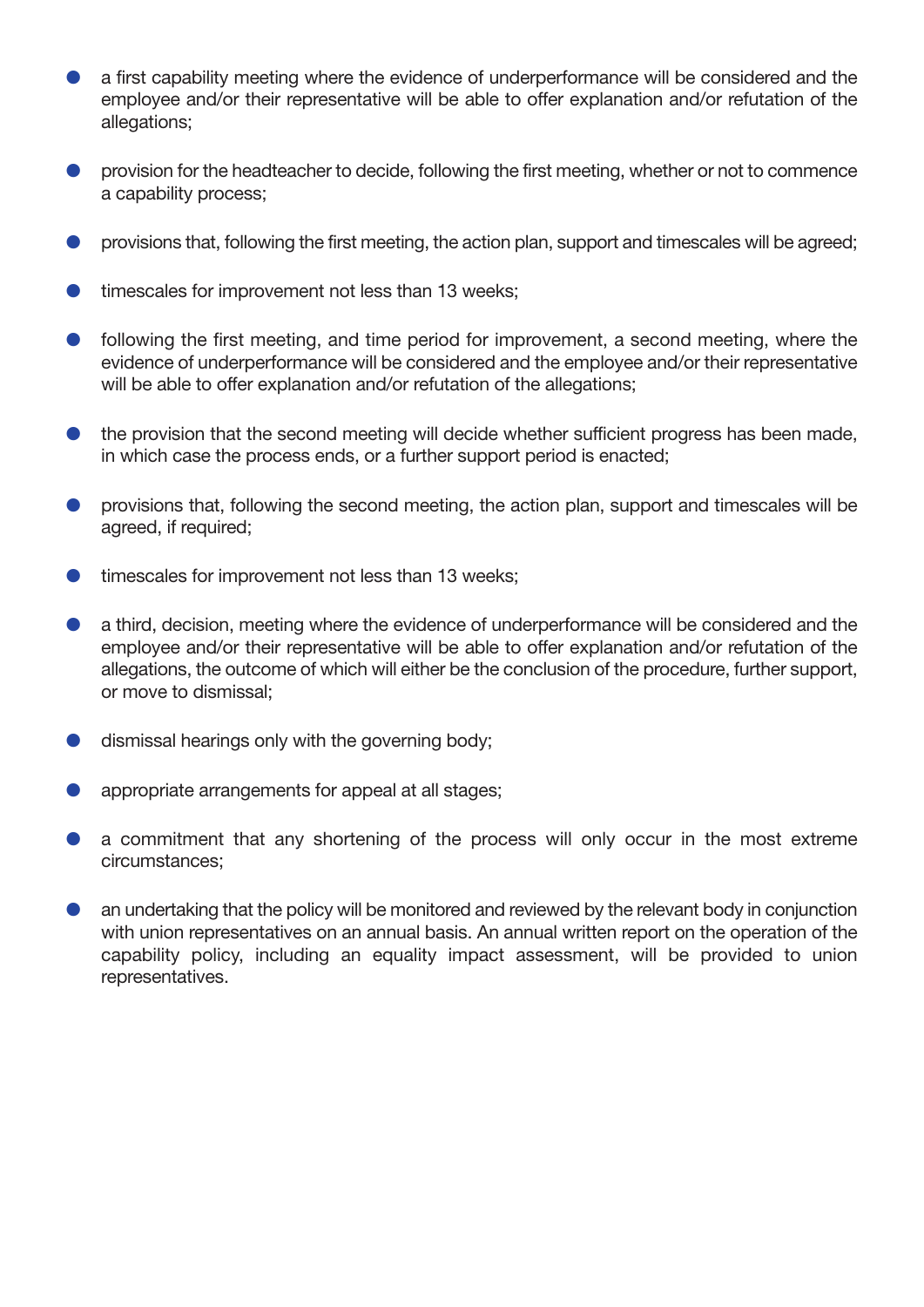- a first capability meeting where the evidence of underperformance will be considered and the employee and/or their representative will be able to offer explanation and/or refutation of the allegations;

- provision for the headteacher to decide, following the first meeting, whether or not to commence a capability process;

- provisions that, following the first meeting, the action plan, support and timescales will be agreed;

- timescales for improvement not less than 13 weeks;

- following the first meeting, and time period for improvement, a second meeting, where the evidence of underperformance will be considered and the employee and/or their representative will be able to offer explanation and/or refutation of the allegations;

- the provision that the second meeting will decide whether sufficient progress has been made, in which case the process ends, or a further support period is enacted;

- provisions that, following the second meeting, the action plan, support and timescales will be agreed, if required;

- timescales for improvement not less than 13 weeks;

- a third, decision, meeting where the evidence of underperformance will be considered and the employee and/or their representative will be able to offer explanation and/or refutation of the allegations, the outcome of which will either be the conclusion of the procedure, further support, or move to dismissal;

- dismissal hearings only with the governing body;

- appropriate arrangements for appeal at all stages;

- a commitment that any shortening of the process will only occur in the most extreme circumstances;

- an undertaking that the policy will be monitored and reviewed by the relevant body in conjunction with union representatives on an annual basis. An annual written report on the operation of the capability policy, including an equality impact assessment, will be provided to union representatives.